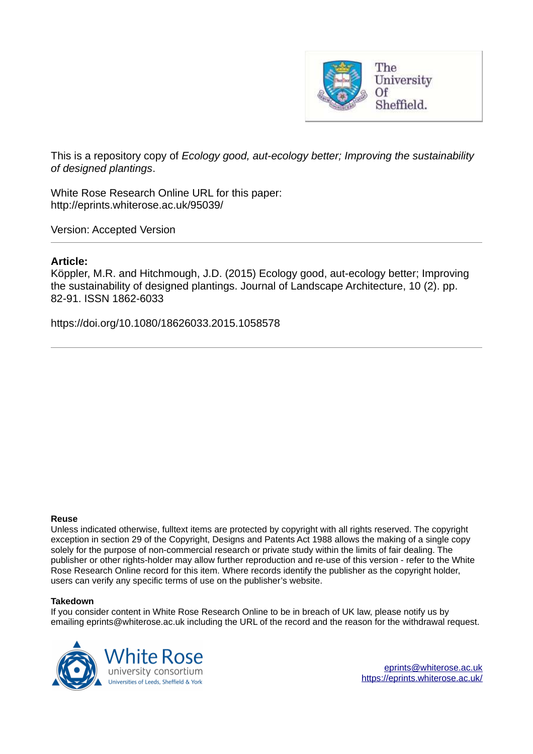This is a repository copy of *Ecology good, aut-ecology better; Improving the sustainability of designed plantings*.

White Rose Research Online URL for this paper:
http://eprints.whiterose.ac.uk/95039/

Version: Accepted Version

---

**Article:**

Köppler, M.R. and Hitchmough, J.D. (2015) Ecology good, aut-ecology better; Improving the sustainability of designed plantings. Journal of Landscape Architecture, 10 (2). pp. 82-91. ISSN 1862-6033

https://doi.org/10.1080/18626033.2015.1058578

---

**Reuse**

Unless indicated otherwise, fulltext items are protected by copyright with all rights reserved. The copyright exception in section 29 of the Copyright, Designs and Patents Act 1988 allows the making of a single copy solely for the purpose of non-commercial research or private study within the limits of fair dealing. The publisher or other rights-holder may allow further reproduction and re-use of this version - refer to the White Rose Research Online record for this item. Where records identify the publisher as the copyright holder, users can verify any specific terms of use on the publisher's website.

**Takedown**

If you consider content in White Rose Research Online to be in breach of UK law, please notify us by emailing eprints@whiterose.ac.uk including the URL of the record and the reason for the withdrawal request.

eprints@whiterose.ac.uk
https://eprints.whiterose.ac.uk/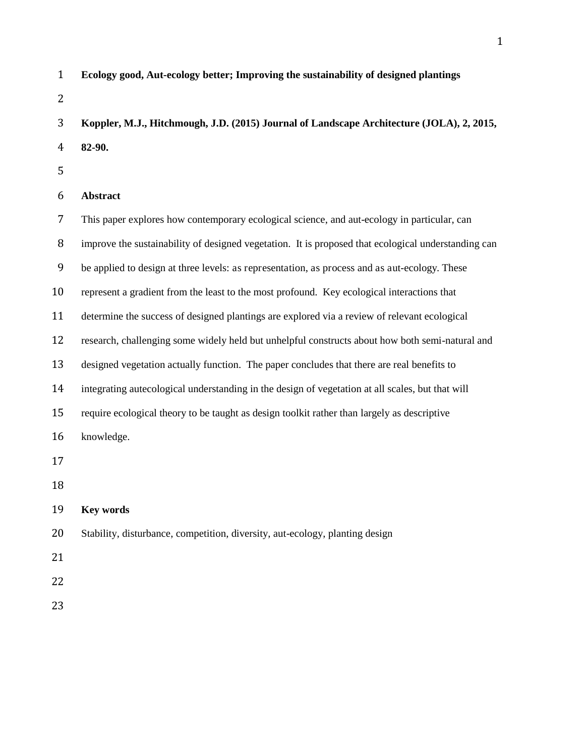# Ecology good, Aut-ecology better; Improving the sustainability of designed plantings

**Koppler, M.J., Hitchmough, J.D. (2015) Journal of Landscape Architecture (JOLA), 2, 2015, 82-90.**

## Abstract

This paper explores how contemporary ecological science, and aut-ecology in particular, can improve the sustainability of designed vegetation. It is proposed that ecological understanding can be applied to design at three levels: as representation, as process and as aut-ecology. These represent a gradient from the least to the most profound. Key ecological interactions that determine the success of designed plantings are explored via a review of relevant ecological research, challenging some widely held but unhelpful constructs about how both semi-natural and designed vegetation actually function. The paper concludes that there are real benefits to integrating autecological understanding in the design of vegetation at all scales, but that will require ecological theory to be taught as design toolkit rather than largely as descriptive knowledge.

## Key words

Stability, disturbance, competition, diversity, aut-ecology, planting design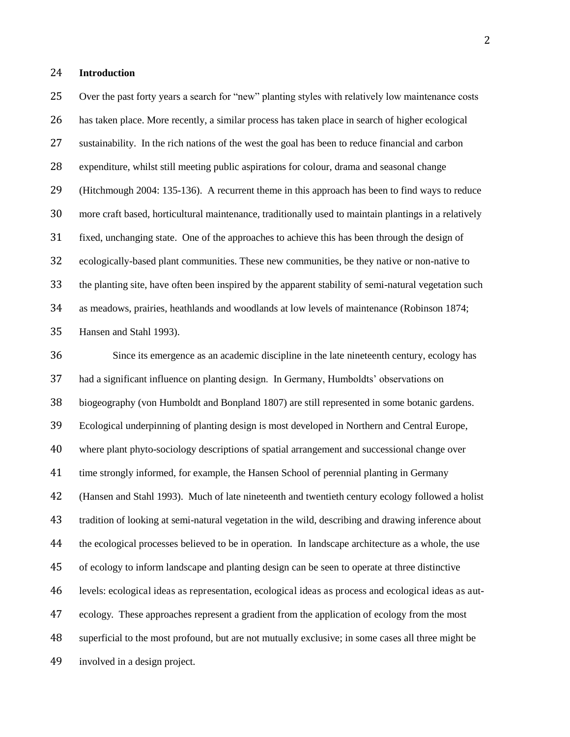**Introduction**

Over the past forty years a search for "new" planting styles with relatively low maintenance costs has taken place. More recently, a similar process has taken place in search of higher ecological sustainability. In the rich nations of the west the goal has been to reduce financial and carbon expenditure, whilst still meeting public aspirations for colour, drama and seasonal change (Hitchmough 2004: 135-136). A recurrent theme in this approach has been to find ways to reduce more craft based, horticultural maintenance, traditionally used to maintain plantings in a relatively fixed, unchanging state. One of the approaches to achieve this has been through the design of ecologically-based plant communities. These new communities, be they native or non-native to the planting site, have often been inspired by the apparent stability of semi-natural vegetation such as meadows, prairies, heathlands and woodlands at low levels of maintenance (Robinson 1874; Hansen and Stahl 1993).

Since its emergence as an academic discipline in the late nineteenth century, ecology has had a significant influence on planting design. In Germany, Humboldts' observations on biogeography (von Humboldt and Bonpland 1807) are still represented in some botanic gardens. Ecological underpinning of planting design is most developed in Northern and Central Europe, where plant phyto-sociology descriptions of spatial arrangement and successional change over time strongly informed, for example, the Hansen School of perennial planting in Germany (Hansen and Stahl 1993). Much of late nineteenth and twentieth century ecology followed a holist tradition of looking at semi-natural vegetation in the wild, describing and drawing inference about the ecological processes believed to be in operation. In landscape architecture as a whole, the use of ecology to inform landscape and planting design can be seen to operate at three distinctive levels: ecological ideas as representation, ecological ideas as process and ecological ideas as aut-ecology. These approaches represent a gradient from the application of ecology from the most superficial to the most profound, but are not mutually exclusive; in some cases all three might be involved in a design project.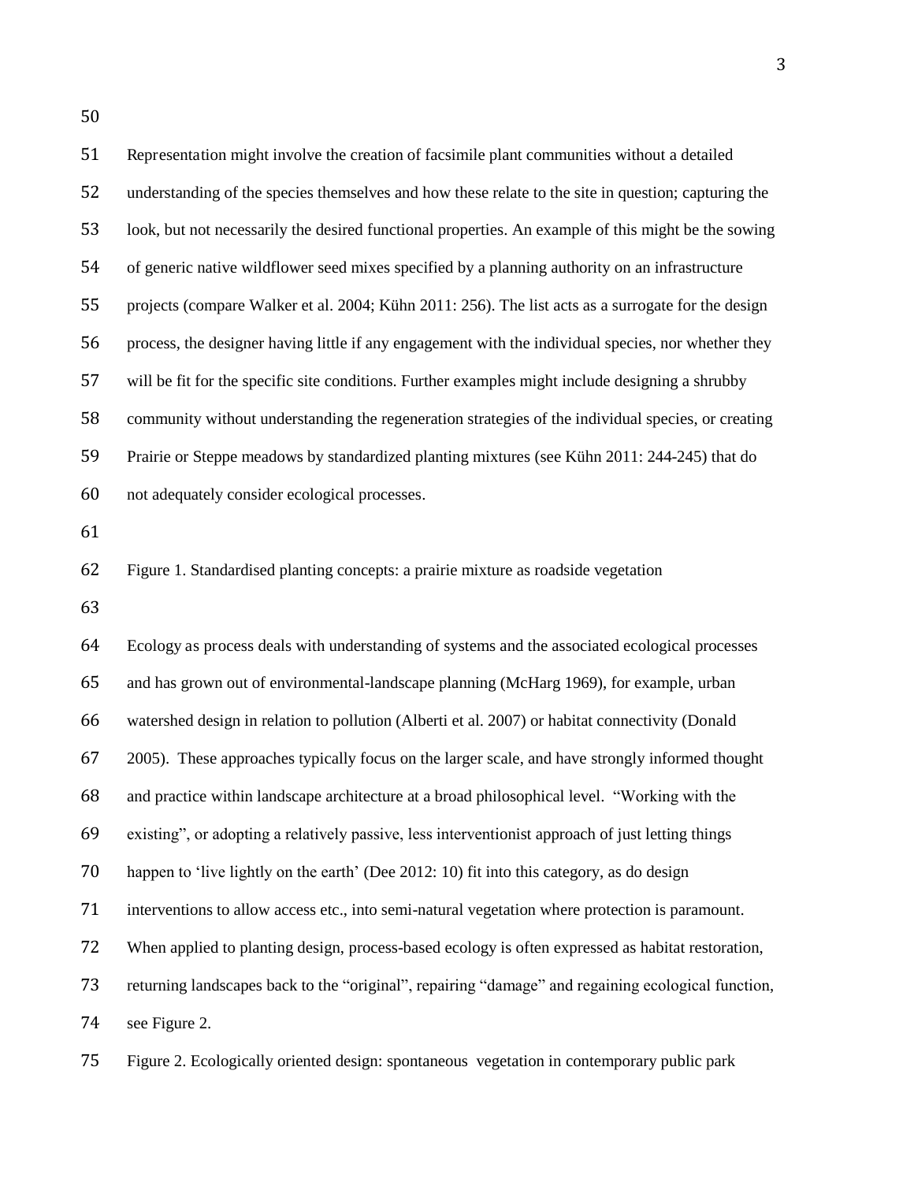Representation might involve the creation of facsimile plant communities without a detailed understanding of the species themselves and how these relate to the site in question; capturing the look, but not necessarily the desired functional properties. An example of this might be the sowing of generic native wildflower seed mixes specified by a planning authority on an infrastructure projects (compare Walker et al. 2004; Kühn 2011: 256). The list acts as a surrogate for the design process, the designer having little if any engagement with the individual species, nor whether they will be fit for the specific site conditions. Further examples might include designing a shrubby community without understanding the regeneration strategies of the individual species, or creating Prairie or Steppe meadows by standardized planting mixtures (see Kühn 2011: 244-245) that do not adequately consider ecological processes.

Figure 1. Standardised planting concepts: a prairie mixture as roadside vegetation

Ecology as process deals with understanding of systems and the associated ecological processes and has grown out of environmental-landscape planning (McHarg 1969), for example, urban watershed design in relation to pollution (Alberti et al. 2007) or habitat connectivity (Donald 2005). These approaches typically focus on the larger scale, and have strongly informed thought and practice within landscape architecture at a broad philosophical level. "Working with the existing", or adopting a relatively passive, less interventionist approach of just letting things happen to 'live lightly on the earth' (Dee 2012: 10) fit into this category, as do design interventions to allow access etc., into semi-natural vegetation where protection is paramount. When applied to planting design, process-based ecology is often expressed as habitat restoration, returning landscapes back to the "original", repairing "damage" and regaining ecological function, see Figure 2.

Figure 2. Ecologically oriented design: spontaneous vegetation in contemporary public park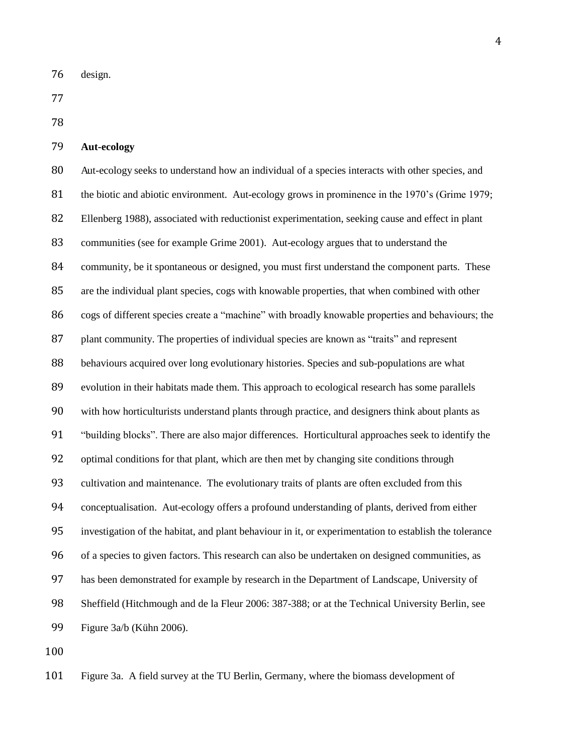design.

## Aut-ecology

Aut-ecology seeks to understand how an individual of a species interacts with other species, and the biotic and abiotic environment. Aut-ecology grows in prominence in the 1970's (Grime 1979; Ellenberg 1988), associated with reductionist experimentation, seeking cause and effect in plant communities (see for example Grime 2001). Aut-ecology argues that to understand the community, be it spontaneous or designed, you must first understand the component parts. These are the individual plant species, cogs with knowable properties, that when combined with other cogs of different species create a "machine" with broadly knowable properties and behaviours; the plant community. The properties of individual species are known as "traits" and represent behaviours acquired over long evolutionary histories. Species and sub-populations are what evolution in their habitats made them. This approach to ecological research has some parallels with how horticulturists understand plants through practice, and designers think about plants as "building blocks". There are also major differences. Horticultural approaches seek to identify the optimal conditions for that plant, which are then met by changing site conditions through cultivation and maintenance. The evolutionary traits of plants are often excluded from this conceptualisation. Aut-ecology offers a profound understanding of plants, derived from either investigation of the habitat, and plant behaviour in it, or experimentation to establish the tolerance of a species to given factors. This research can also be undertaken on designed communities, as has been demonstrated for example by research in the Department of Landscape, University of Sheffield (Hitchmough and de la Fleur 2006: 387-388; or at the Technical University Berlin, see Figure 3a/b (Kühn 2006).

Figure 3a. A field survey at the TU Berlin, Germany, where the biomass development of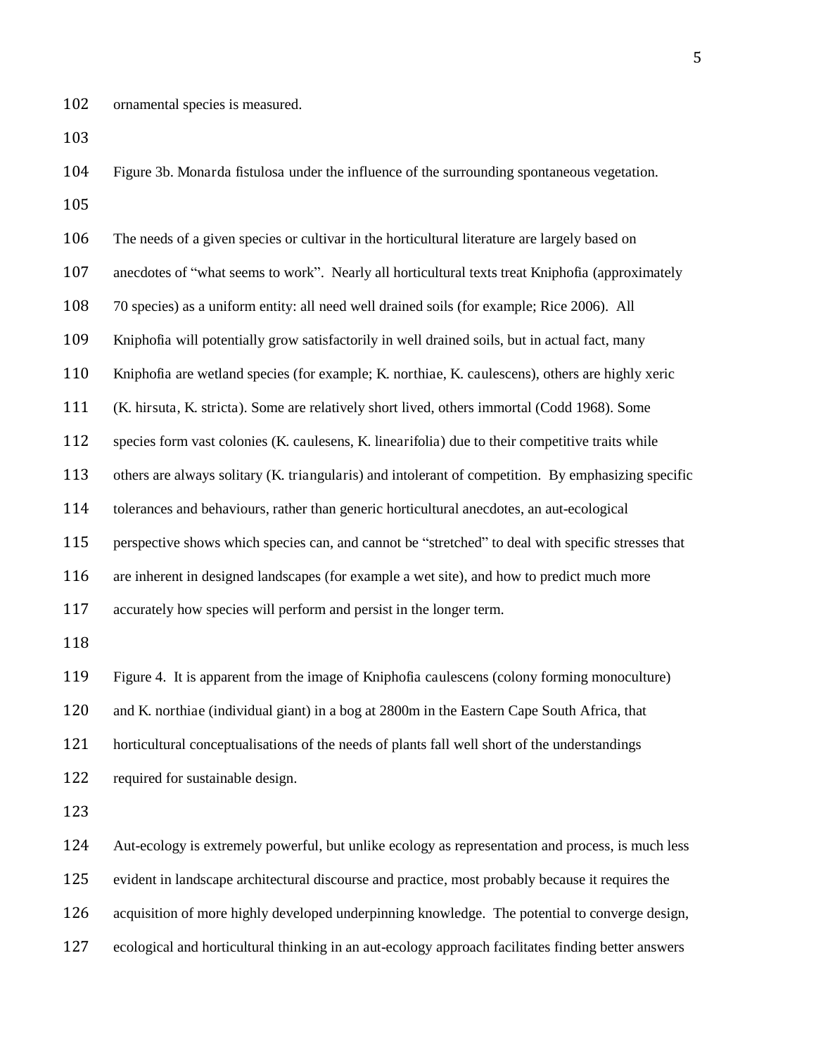ornamental species is measured.

Figure 3b. Monarda fistulosa under the influence of the surrounding spontaneous vegetation.

The needs of a given species or cultivar in the horticultural literature are largely based on anecdotes of “what seems to work”. Nearly all horticultural texts treat Kniphofia (approximately 70 species) as a uniform entity: all need well drained soils (for example; Rice 2006). All Kniphofia will potentially grow satisfactorily in well drained soils, but in actual fact, many Kniphofia are wetland species (for example; K. northiae, K. caulescens), others are highly xeric (K. hirsuta, K. stricta). Some are relatively short lived, others immortal (Codd 1968). Some species form vast colonies (K. caulesens, K. linearifolia) due to their competitive traits while others are always solitary (K. triangularis) and intolerant of competition. By emphasizing specific tolerances and behaviours, rather than generic horticultural anecdotes, an aut-ecological perspective shows which species can, and cannot be “stretched” to deal with specific stresses that are inherent in designed landscapes (for example a wet site), and how to predict much more accurately how species will perform and persist in the longer term.

Figure 4. It is apparent from the image of Kniphofia caulescens (colony forming monoculture) and K. northiae (individual giant) in a bog at 2800m in the Eastern Cape South Africa, that horticultural conceptualisations of the needs of plants fall well short of the understandings required for sustainable design.

Aut-ecology is extremely powerful, but unlike ecology as representation and process, is much less evident in landscape architectural discourse and practice, most probably because it requires the acquisition of more highly developed underpinning knowledge. The potential to converge design, ecological and horticultural thinking in an aut-ecology approach facilitates finding better answers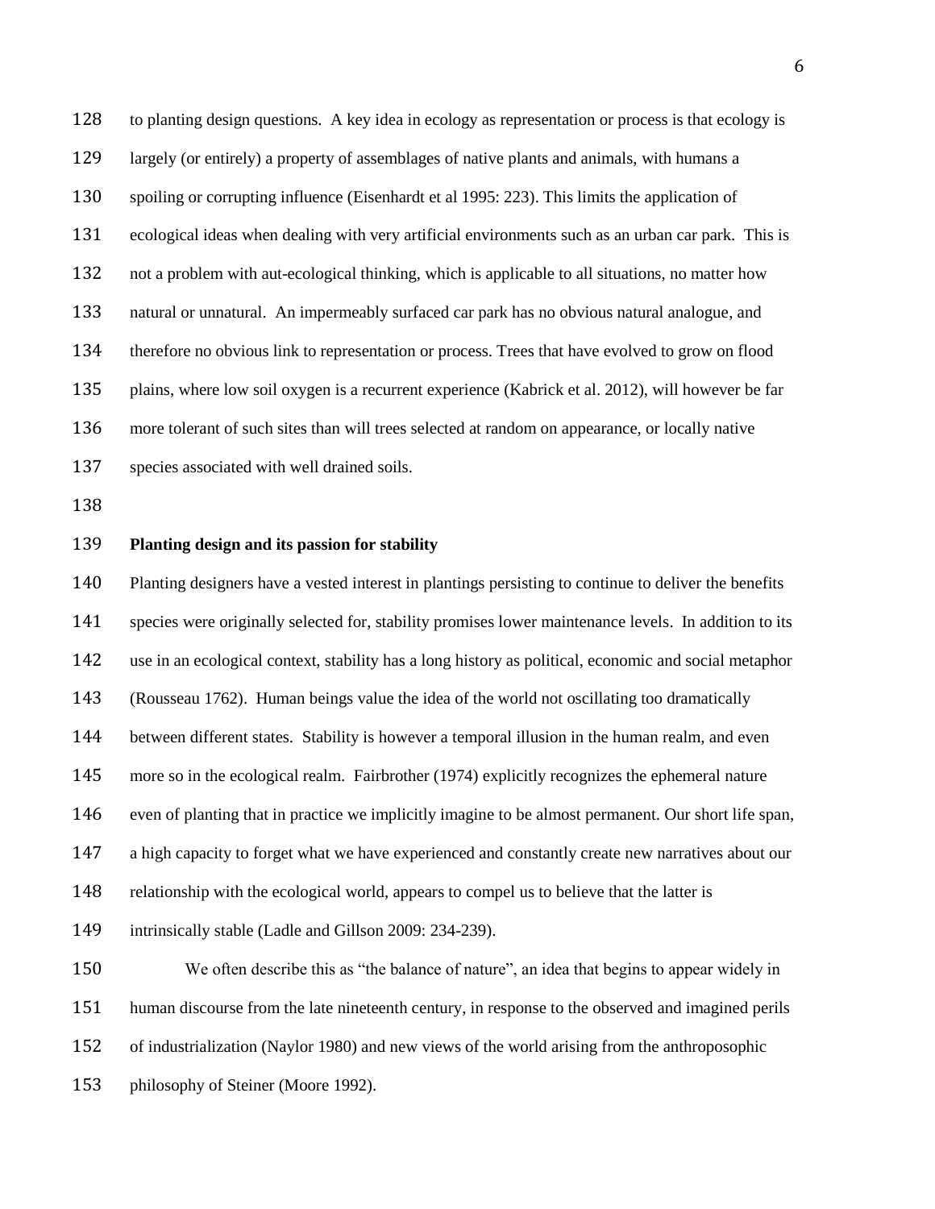to planting design questions. A key idea in ecology as representation or process is that ecology is largely (or entirely) a property of assemblages of native plants and animals, with humans a spoiling or corrupting influence (Eisenhardt et al 1995: 223). This limits the application of ecological ideas when dealing with very artificial environments such as an urban car park. This is not a problem with aut-ecological thinking, which is applicable to all situations, no matter how natural or unnatural. An impermeably surfaced car park has no obvious natural analogue, and therefore no obvious link to representation or process. Trees that have evolved to grow on flood plains, where low soil oxygen is a recurrent experience (Kabrick et al. 2012), will however be far more tolerant of such sites than will trees selected at random on appearance, or locally native species associated with well drained soils.

**Planting design and its passion for stability**

Planting designers have a vested interest in plantings persisting to continue to deliver the benefits species were originally selected for, stability promises lower maintenance levels. In addition to its use in an ecological context, stability has a long history as political, economic and social metaphor (Rousseau 1762). Human beings value the idea of the world not oscillating too dramatically between different states. Stability is however a temporal illusion in the human realm, and even more so in the ecological realm. Fairbrother (1974) explicitly recognizes the ephemeral nature even of planting that in practice we implicitly imagine to be almost permanent. Our short life span, a high capacity to forget what we have experienced and constantly create new narratives about our relationship with the ecological world, appears to compel us to believe that the latter is intrinsically stable (Ladle and Gillson 2009: 234-239).

We often describe this as "the balance of nature", an idea that begins to appear widely in human discourse from the late nineteenth century, in response to the observed and imagined perils of industrialization (Naylor 1980) and new views of the world arising from the anthroposophic philosophy of Steiner (Moore 1992).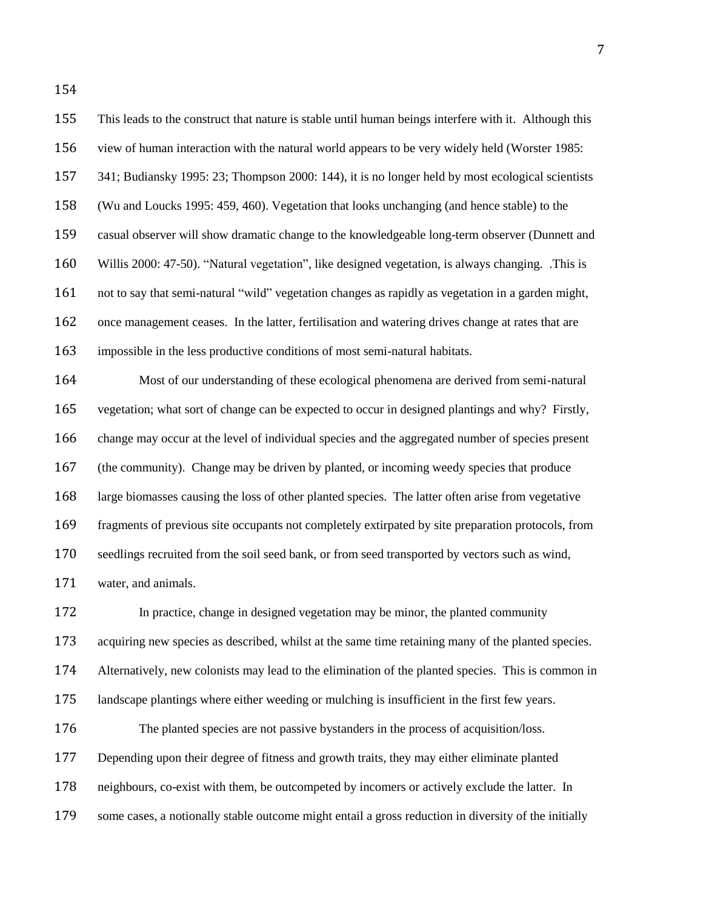This leads to the construct that nature is stable until human beings interfere with it. Although this view of human interaction with the natural world appears to be very widely held (Worster 1985: 341; Budiansky 1995: 23; Thompson 2000: 144), it is no longer held by most ecological scientists (Wu and Loucks 1995: 459, 460). Vegetation that looks unchanging (and hence stable) to the casual observer will show dramatic change to the knowledgeable long-term observer (Dunnett and Willis 2000: 47-50). "Natural vegetation", like designed vegetation, is always changing. .This is not to say that semi-natural "wild" vegetation changes as rapidly as vegetation in a garden might, once management ceases. In the latter, fertilisation and watering drives change at rates that are impossible in the less productive conditions of most semi-natural habitats.

Most of our understanding of these ecological phenomena are derived from semi-natural vegetation; what sort of change can be expected to occur in designed plantings and why? Firstly, change may occur at the level of individual species and the aggregated number of species present (the community). Change may be driven by planted, or incoming weedy species that produce large biomasses causing the loss of other planted species. The latter often arise from vegetative fragments of previous site occupants not completely extirpated by site preparation protocols, from seedlings recruited from the soil seed bank, or from seed transported by vectors such as wind, water, and animals.

In practice, change in designed vegetation may be minor, the planted community acquiring new species as described, whilst at the same time retaining many of the planted species. Alternatively, new colonists may lead to the elimination of the planted species. This is common in landscape plantings where either weeding or mulching is insufficient in the first few years.

The planted species are not passive bystanders in the process of acquisition/loss. Depending upon their degree of fitness and growth traits, they may either eliminate planted neighbours, co-exist with them, be outcompeted by incomers or actively exclude the latter. In some cases, a notionally stable outcome might entail a gross reduction in diversity of the initially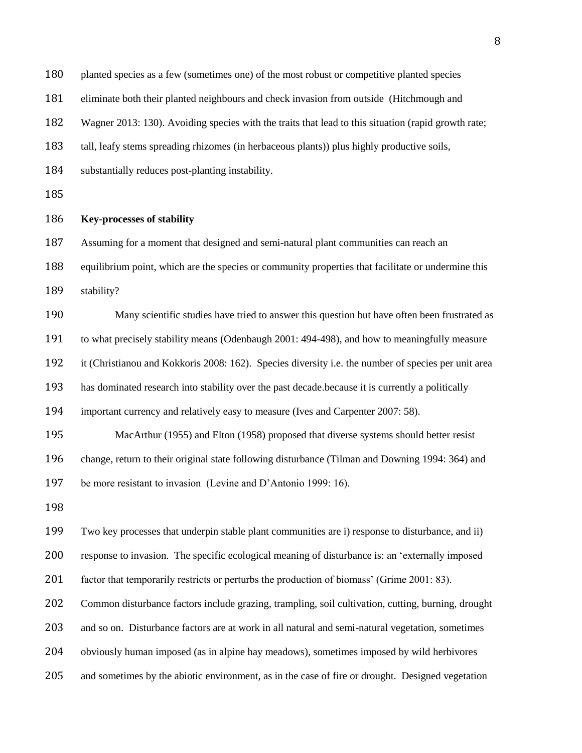planted species as a few (sometimes one) of the most robust or competitive planted species eliminate both their planted neighbours and check invasion from outside (Hitchmough and Wagner 2013: 130). Avoiding species with the traits that lead to this situation (rapid growth rate; tall, leafy stems spreading rhizomes (in herbaceous plants)) plus highly productive soils, substantially reduces post-planting instability.

**Key-processes of stability**

Assuming for a moment that designed and semi-natural plant communities can reach an equilibrium point, which are the species or community properties that facilitate or undermine this stability?

Many scientific studies have tried to answer this question but have often been frustrated as to what precisely stability means (Odenbaugh 2001: 494-498), and how to meaningfully measure it (Christianou and Kokkoris 2008: 162). Species diversity i.e. the number of species per unit area has dominated research into stability over the past decade.because it is currently a politically important currency and relatively easy to measure (Ives and Carpenter 2007: 58).

MacArthur (1955) and Elton (1958) proposed that diverse systems should better resist change, return to their original state following disturbance (Tilman and Downing 1994: 364) and be more resistant to invasion (Levine and D'Antonio 1999: 16).

Two key processes that underpin stable plant communities are i) response to disturbance, and ii) response to invasion. The specific ecological meaning of disturbance is: an 'externally imposed factor that temporarily restricts or perturbs the production of biomass' (Grime 2001: 83). Common disturbance factors include grazing, trampling, soil cultivation, cutting, burning, drought and so on. Disturbance factors are at work in all natural and semi-natural vegetation, sometimes obviously human imposed (as in alpine hay meadows), sometimes imposed by wild herbivores and sometimes by the abiotic environment, as in the case of fire or drought. Designed vegetation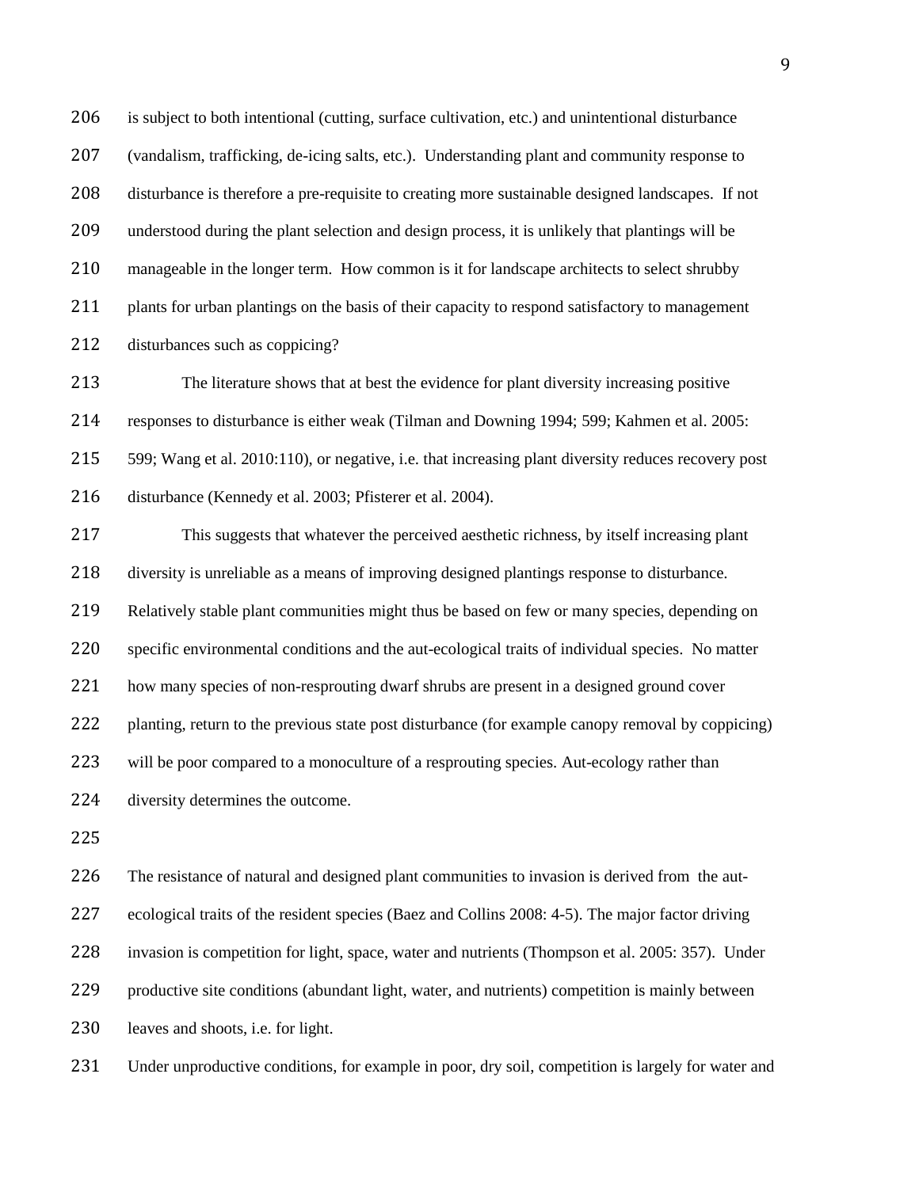is subject to both intentional (cutting, surface cultivation, etc.) and unintentional disturbance (vandalism, trafficking, de-icing salts, etc.). Understanding plant and community response to disturbance is therefore a pre-requisite to creating more sustainable designed landscapes. If not understood during the plant selection and design process, it is unlikely that plantings will be manageable in the longer term. How common is it for landscape architects to select shrubby plants for urban plantings on the basis of their capacity to respond satisfactory to management disturbances such as coppicing?

The literature shows that at best the evidence for plant diversity increasing positive responses to disturbance is either weak (Tilman and Downing 1994; 599; Kahmen et al. 2005: 599; Wang et al. 2010:110), or negative, i.e. that increasing plant diversity reduces recovery post disturbance (Kennedy et al. 2003; Pfisterer et al. 2004).

This suggests that whatever the perceived aesthetic richness, by itself increasing plant diversity is unreliable as a means of improving designed plantings response to disturbance. Relatively stable plant communities might thus be based on few or many species, depending on specific environmental conditions and the aut-ecological traits of individual species. No matter how many species of non-resprouting dwarf shrubs are present in a designed ground cover planting, return to the previous state post disturbance (for example canopy removal by coppicing) will be poor compared to a monoculture of a resprouting species. Aut-ecology rather than diversity determines the outcome.

The resistance of natural and designed plant communities to invasion is derived from the aut-ecological traits of the resident species (Baez and Collins 2008: 4-5). The major factor driving invasion is competition for light, space, water and nutrients (Thompson et al. 2005: 357). Under productive site conditions (abundant light, water, and nutrients) competition is mainly between leaves and shoots, i.e. for light.

Under unproductive conditions, for example in poor, dry soil, competition is largely for water and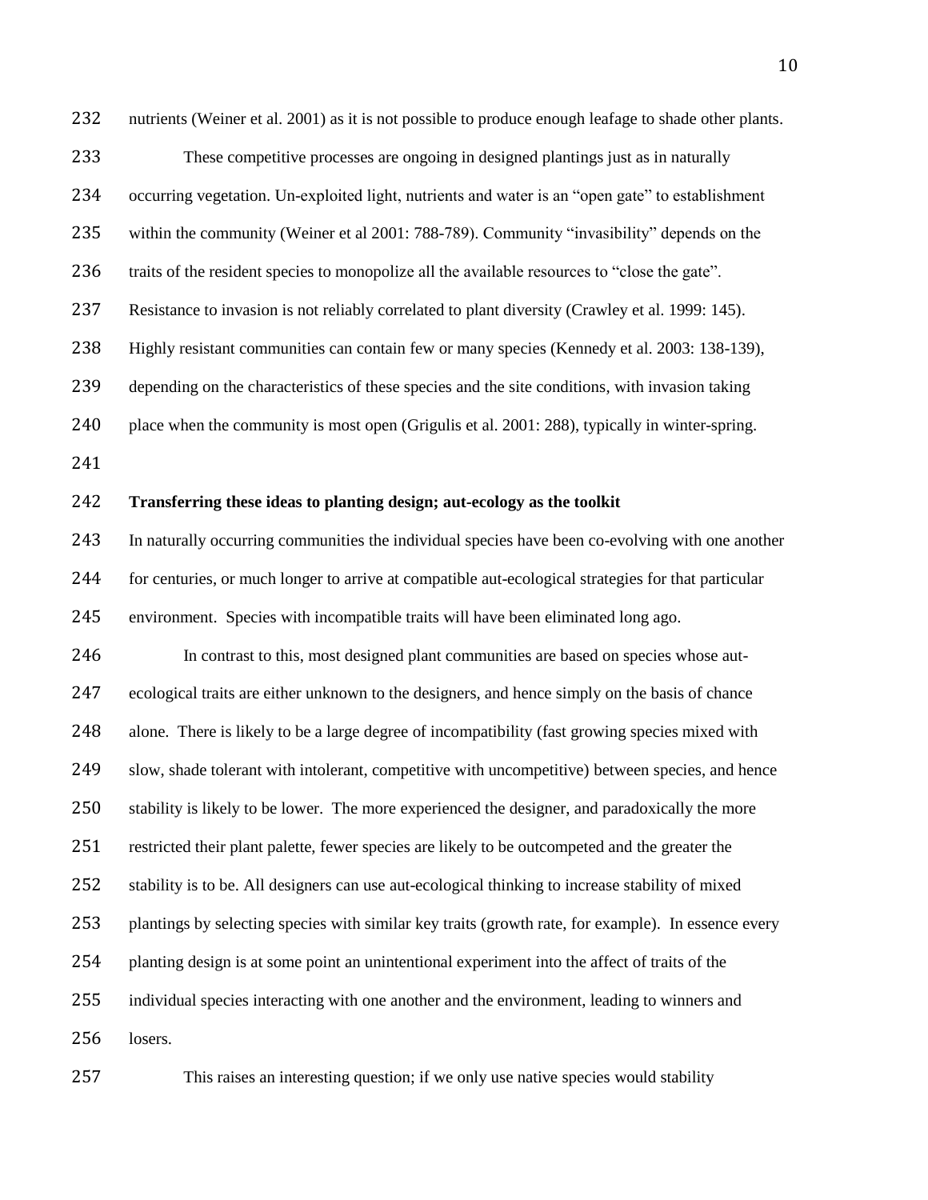nutrients (Weiner et al. 2001) as it is not possible to produce enough leafage to shade other plants.

These competitive processes are ongoing in designed plantings just as in naturally occurring vegetation. Un-exploited light, nutrients and water is an "open gate" to establishment within the community (Weiner et al 2001: 788-789). Community "invasibility" depends on the traits of the resident species to monopolize all the available resources to "close the gate". Resistance to invasion is not reliably correlated to plant diversity (Crawley et al. 1999: 145). Highly resistant communities can contain few or many species (Kennedy et al. 2003: 138-139), depending on the characteristics of these species and the site conditions, with invasion taking place when the community is most open (Grigulis et al. 2001: 288), typically in winter-spring.

**Transferring these ideas to planting design; aut-ecology as the toolkit**

In naturally occurring communities the individual species have been co-evolving with one another for centuries, or much longer to arrive at compatible aut-ecological strategies for that particular environment. Species with incompatible traits will have been eliminated long ago.

In contrast to this, most designed plant communities are based on species whose aut-ecological traits are either unknown to the designers, and hence simply on the basis of chance alone. There is likely to be a large degree of incompatibility (fast growing species mixed with slow, shade tolerant with intolerant, competitive with uncompetitive) between species, and hence stability is likely to be lower. The more experienced the designer, and paradoxically the more restricted their plant palette, fewer species are likely to be outcompeted and the greater the stability is to be. All designers can use aut-ecological thinking to increase stability of mixed plantings by selecting species with similar key traits (growth rate, for example). In essence every planting design is at some point an unintentional experiment into the affect of traits of the individual species interacting with one another and the environment, leading to winners and losers.

This raises an interesting question; if we only use native species would stability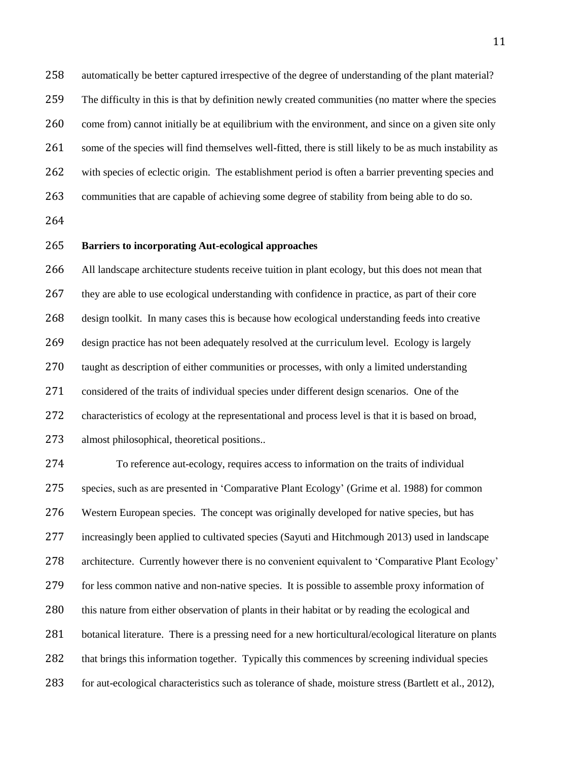automatically be better captured irrespective of the degree of understanding of the plant material? The difficulty in this is that by definition newly created communities (no matter where the species come from) cannot initially be at equilibrium with the environment, and since on a given site only some of the species will find themselves well-fitted, there is still likely to be as much instability as with species of eclectic origin. The establishment period is often a barrier preventing species and communities that are capable of achieving some degree of stability from being able to do so.

**Barriers to incorporating Aut-ecological approaches**

All landscape architecture students receive tuition in plant ecology, but this does not mean that they are able to use ecological understanding with confidence in practice, as part of their core design toolkit. In many cases this is because how ecological understanding feeds into creative design practice has not been adequately resolved at the curriculum level. Ecology is largely taught as description of either communities or processes, with only a limited understanding considered of the traits of individual species under different design scenarios. One of the characteristics of ecology at the representational and process level is that it is based on broad, almost philosophical, theoretical positions..

To reference aut-ecology, requires access to information on the traits of individual species, such as are presented in 'Comparative Plant Ecology' (Grime et al. 1988) for common Western European species. The concept was originally developed for native species, but has increasingly been applied to cultivated species (Sayuti and Hitchmough 2013) used in landscape architecture. Currently however there is no convenient equivalent to 'Comparative Plant Ecology' for less common native and non-native species. It is possible to assemble proxy information of this nature from either observation of plants in their habitat or by reading the ecological and botanical literature. There is a pressing need for a new horticultural/ecological literature on plants that brings this information together. Typically this commences by screening individual species for aut-ecological characteristics such as tolerance of shade, moisture stress (Bartlett et al., 2012),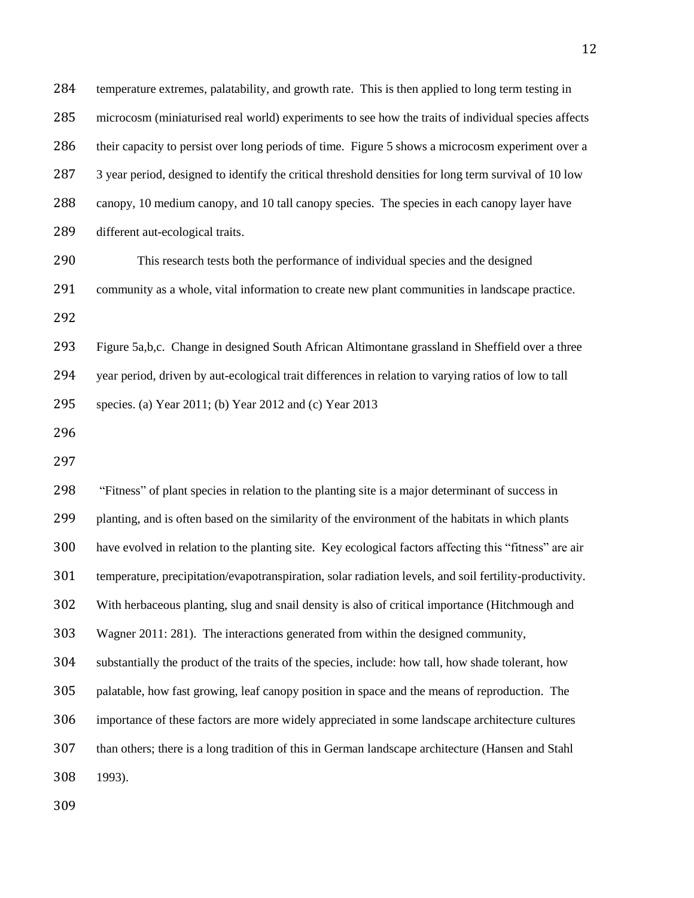temperature extremes, palatability, and growth rate. This is then applied to long term testing in microcosm (miniaturised real world) experiments to see how the traits of individual species affects their capacity to persist over long periods of time. Figure 5 shows a microcosm experiment over a 3 year period, designed to identify the critical threshold densities for long term survival of 10 low canopy, 10 medium canopy, and 10 tall canopy species. The species in each canopy layer have different aut-ecological traits.

This research tests both the performance of individual species and the designed community as a whole, vital information to create new plant communities in landscape practice.

Figure 5a,b,c. Change in designed South African Altimontane grassland in Sheffield over a three year period, driven by aut-ecological trait differences in relation to varying ratios of low to tall species. (a) Year 2011; (b) Year 2012 and (c) Year 2013

"Fitness" of plant species in relation to the planting site is a major determinant of success in planting, and is often based on the similarity of the environment of the habitats in which plants have evolved in relation to the planting site. Key ecological factors affecting this "fitness" are air temperature, precipitation/evapotranspiration, solar radiation levels, and soil fertility-productivity. With herbaceous planting, slug and snail density is also of critical importance (Hitchmough and Wagner 2011: 281). The interactions generated from within the designed community, substantially the product of the traits of the species, include: how tall, how shade tolerant, how palatable, how fast growing, leaf canopy position in space and the means of reproduction. The importance of these factors are more widely appreciated in some landscape architecture cultures than others; there is a long tradition of this in German landscape architecture (Hansen and Stahl 1993).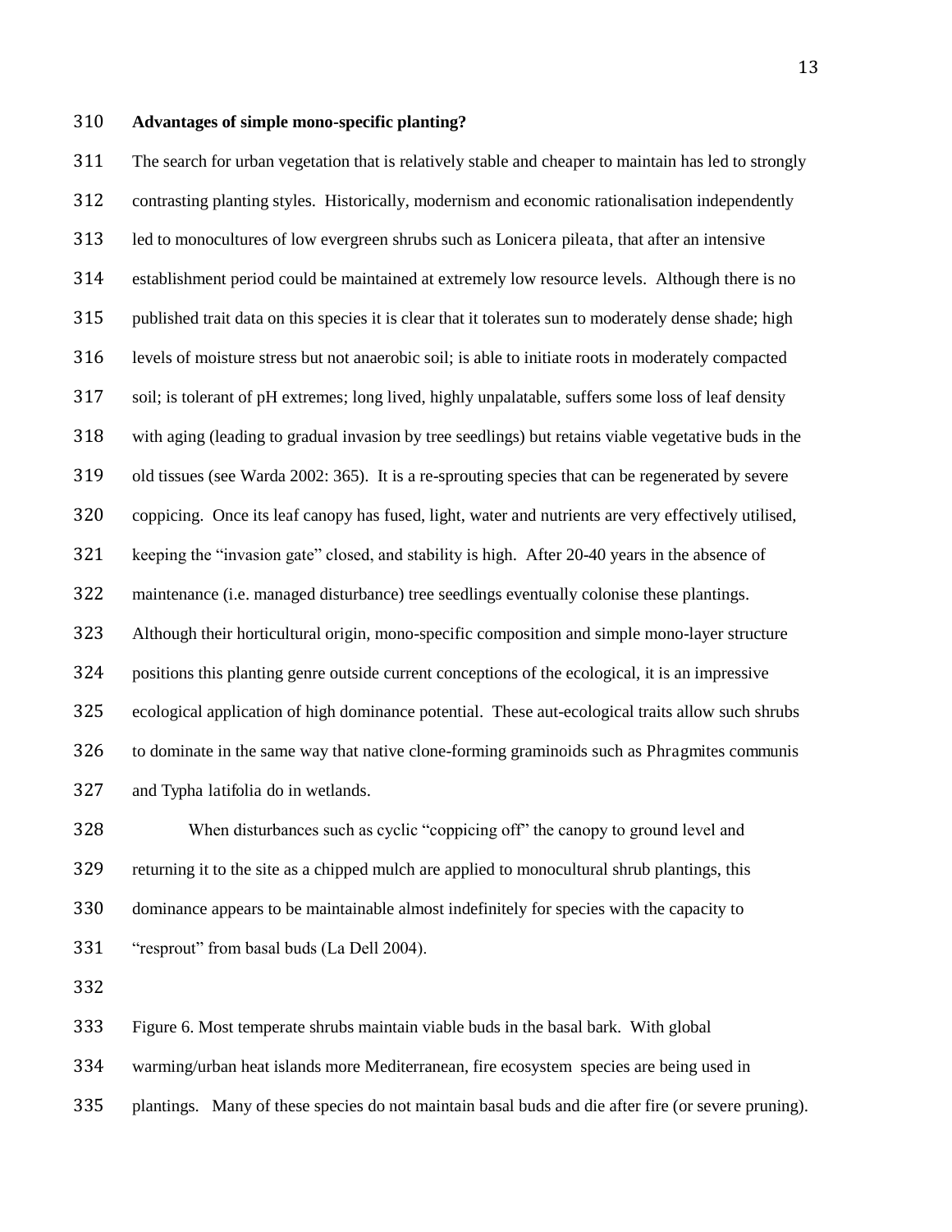**Advantages of simple mono-specific planting?**

The search for urban vegetation that is relatively stable and cheaper to maintain has led to strongly contrasting planting styles. Historically, modernism and economic rationalisation independently led to monocultures of low evergreen shrubs such as Lonicera pileata, that after an intensive establishment period could be maintained at extremely low resource levels. Although there is no published trait data on this species it is clear that it tolerates sun to moderately dense shade; high levels of moisture stress but not anaerobic soil; is able to initiate roots in moderately compacted soil; is tolerant of pH extremes; long lived, highly unpalatable, suffers some loss of leaf density with aging (leading to gradual invasion by tree seedlings) but retains viable vegetative buds in the old tissues (see Warda 2002: 365). It is a re-sprouting species that can be regenerated by severe coppicing. Once its leaf canopy has fused, light, water and nutrients are very effectively utilised, keeping the "invasion gate" closed, and stability is high. After 20-40 years in the absence of maintenance (i.e. managed disturbance) tree seedlings eventually colonise these plantings. Although their horticultural origin, mono-specific composition and simple mono-layer structure positions this planting genre outside current conceptions of the ecological, it is an impressive ecological application of high dominance potential. These aut-ecological traits allow such shrubs to dominate in the same way that native clone-forming graminoids such as Phragmites communis and Typha latifolia do in wetlands.

When disturbances such as cyclic "coppicing off" the canopy to ground level and returning it to the site as a chipped mulch are applied to monocultural shrub plantings, this dominance appears to be maintainable almost indefinitely for species with the capacity to "resprout" from basal buds (La Dell 2004).

Figure 6. Most temperate shrubs maintain viable buds in the basal bark. With global warming/urban heat islands more Mediterranean, fire ecosystem species are being used in plantings. Many of these species do not maintain basal buds and die after fire (or severe pruning).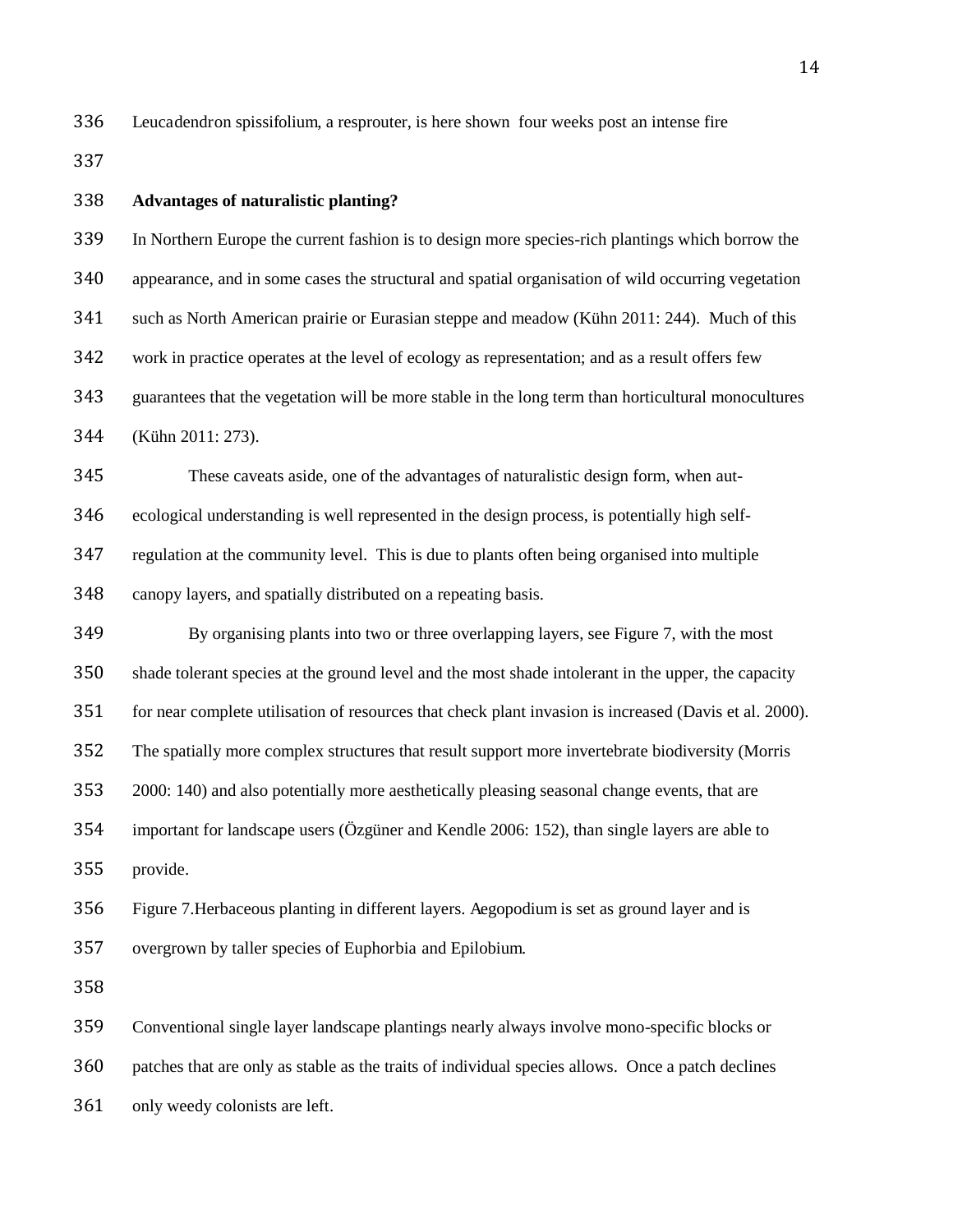Leucadendron spissifolium, a resprouter, is here shown four weeks post an intense fire

**Advantages of naturalistic planting?**

In Northern Europe the current fashion is to design more species-rich plantings which borrow the appearance, and in some cases the structural and spatial organisation of wild occurring vegetation such as North American prairie or Eurasian steppe and meadow (Kühn 2011: 244). Much of this work in practice operates at the level of ecology as representation; and as a result offers few guarantees that the vegetation will be more stable in the long term than horticultural monocultures (Kühn 2011: 273).

These caveats aside, one of the advantages of naturalistic design form, when aut-ecological understanding is well represented in the design process, is potentially high self-regulation at the community level. This is due to plants often being organised into multiple canopy layers, and spatially distributed on a repeating basis.

By organising plants into two or three overlapping layers, see Figure 7, with the most shade tolerant species at the ground level and the most shade intolerant in the upper, the capacity for near complete utilisation of resources that check plant invasion is increased (Davis et al. 2000). The spatially more complex structures that result support more invertebrate biodiversity (Morris 2000: 140) and also potentially more aesthetically pleasing seasonal change events, that are important for landscape users (Özgüner and Kendle 2006: 152), than single layers are able to provide.

Figure 7.Herbaceous planting in different layers. Aegopodium is set as ground layer and is overgrown by taller species of Euphorbia and Epilobium.

Conventional single layer landscape plantings nearly always involve mono-specific blocks or patches that are only as stable as the traits of individual species allows. Once a patch declines only weedy colonists are left.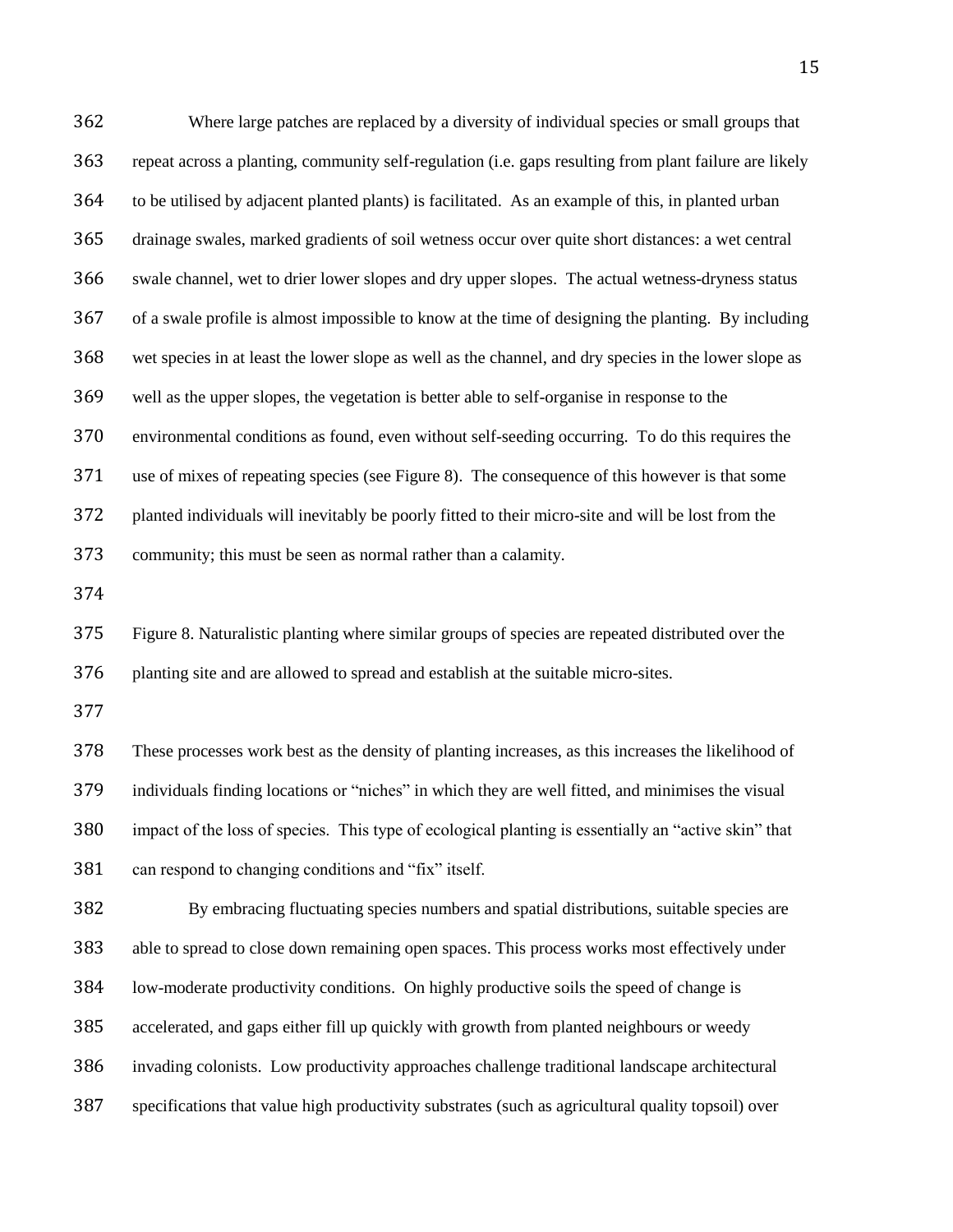Where large patches are replaced by a diversity of individual species or small groups that repeat across a planting, community self-regulation (i.e. gaps resulting from plant failure are likely to be utilised by adjacent planted plants) is facilitated. As an example of this, in planted urban drainage swales, marked gradients of soil wetness occur over quite short distances: a wet central swale channel, wet to drier lower slopes and dry upper slopes. The actual wetness-dryness status of a swale profile is almost impossible to know at the time of designing the planting. By including wet species in at least the lower slope as well as the channel, and dry species in the lower slope as well as the upper slopes, the vegetation is better able to self-organise in response to the environmental conditions as found, even without self-seeding occurring. To do this requires the use of mixes of repeating species (see Figure 8). The consequence of this however is that some planted individuals will inevitably be poorly fitted to their micro-site and will be lost from the community; this must be seen as normal rather than a calamity.

Figure 8. Naturalistic planting where similar groups of species are repeated distributed over the planting site and are allowed to spread and establish at the suitable micro-sites.

These processes work best as the density of planting increases, as this increases the likelihood of individuals finding locations or "niches" in which they are well fitted, and minimises the visual impact of the loss of species. This type of ecological planting is essentially an "active skin" that can respond to changing conditions and "fix" itself.

By embracing fluctuating species numbers and spatial distributions, suitable species are able to spread to close down remaining open spaces. This process works most effectively under low-moderate productivity conditions. On highly productive soils the speed of change is accelerated, and gaps either fill up quickly with growth from planted neighbours or weedy invading colonists. Low productivity approaches challenge traditional landscape architectural specifications that value high productivity substrates (such as agricultural quality topsoil) over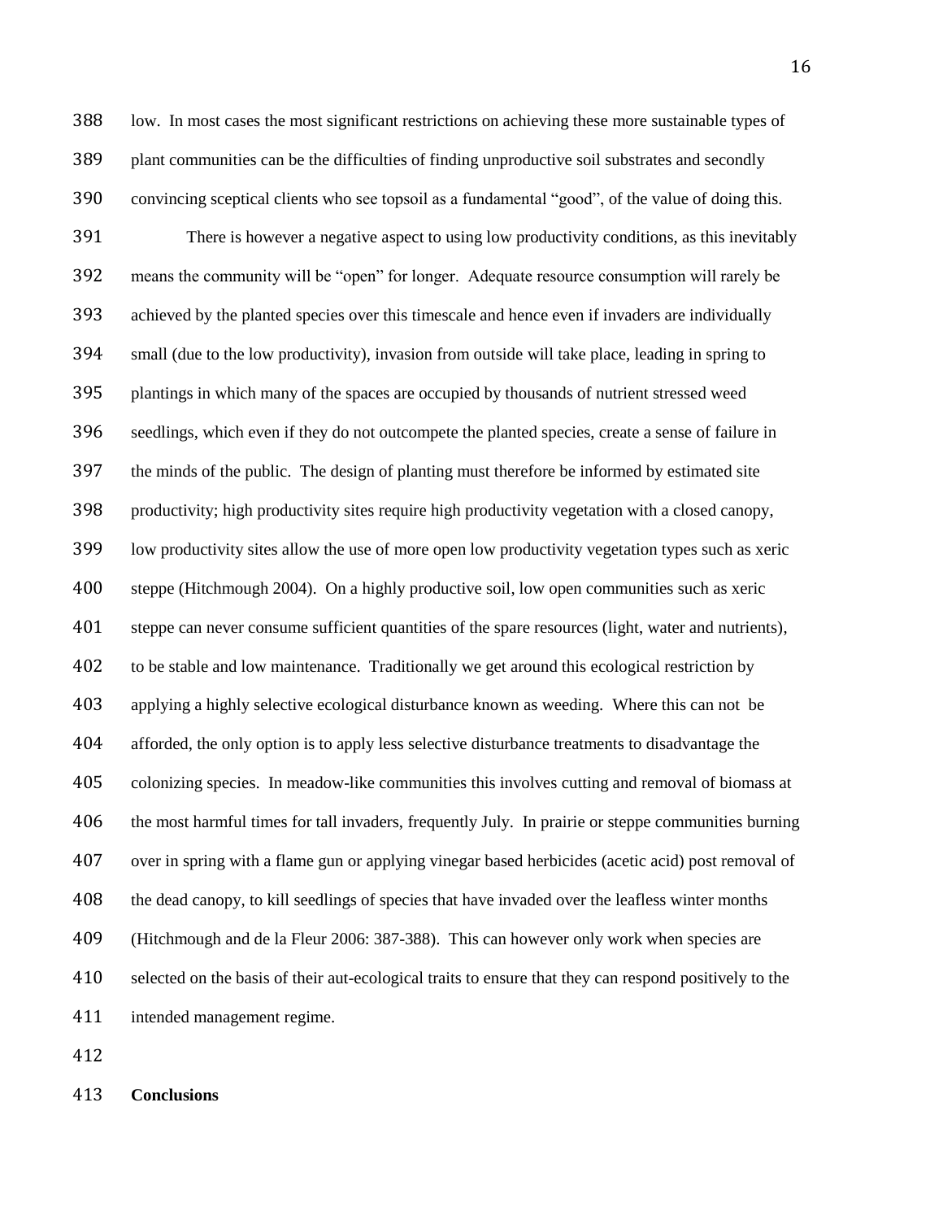low. In most cases the most significant restrictions on achieving these more sustainable types of plant communities can be the difficulties of finding unproductive soil substrates and secondly convincing sceptical clients who see topsoil as a fundamental "good", of the value of doing this.

There is however a negative aspect to using low productivity conditions, as this inevitably means the community will be "open" for longer. Adequate resource consumption will rarely be achieved by the planted species over this timescale and hence even if invaders are individually small (due to the low productivity), invasion from outside will take place, leading in spring to plantings in which many of the spaces are occupied by thousands of nutrient stressed weed seedlings, which even if they do not outcompete the planted species, create a sense of failure in the minds of the public. The design of planting must therefore be informed by estimated site productivity; high productivity sites require high productivity vegetation with a closed canopy, low productivity sites allow the use of more open low productivity vegetation types such as xeric steppe (Hitchmough 2004). On a highly productive soil, low open communities such as xeric steppe can never consume sufficient quantities of the spare resources (light, water and nutrients), to be stable and low maintenance. Traditionally we get around this ecological restriction by applying a highly selective ecological disturbance known as weeding. Where this can not be afforded, the only option is to apply less selective disturbance treatments to disadvantage the colonizing species. In meadow-like communities this involves cutting and removal of biomass at the most harmful times for tall invaders, frequently July. In prairie or steppe communities burning over in spring with a flame gun or applying vinegar based herbicides (acetic acid) post removal of the dead canopy, to kill seedlings of species that have invaded over the leafless winter months (Hitchmough and de la Fleur 2006: 387-388). This can however only work when species are selected on the basis of their aut-ecological traits to ensure that they can respond positively to the intended management regime.

**Conclusions**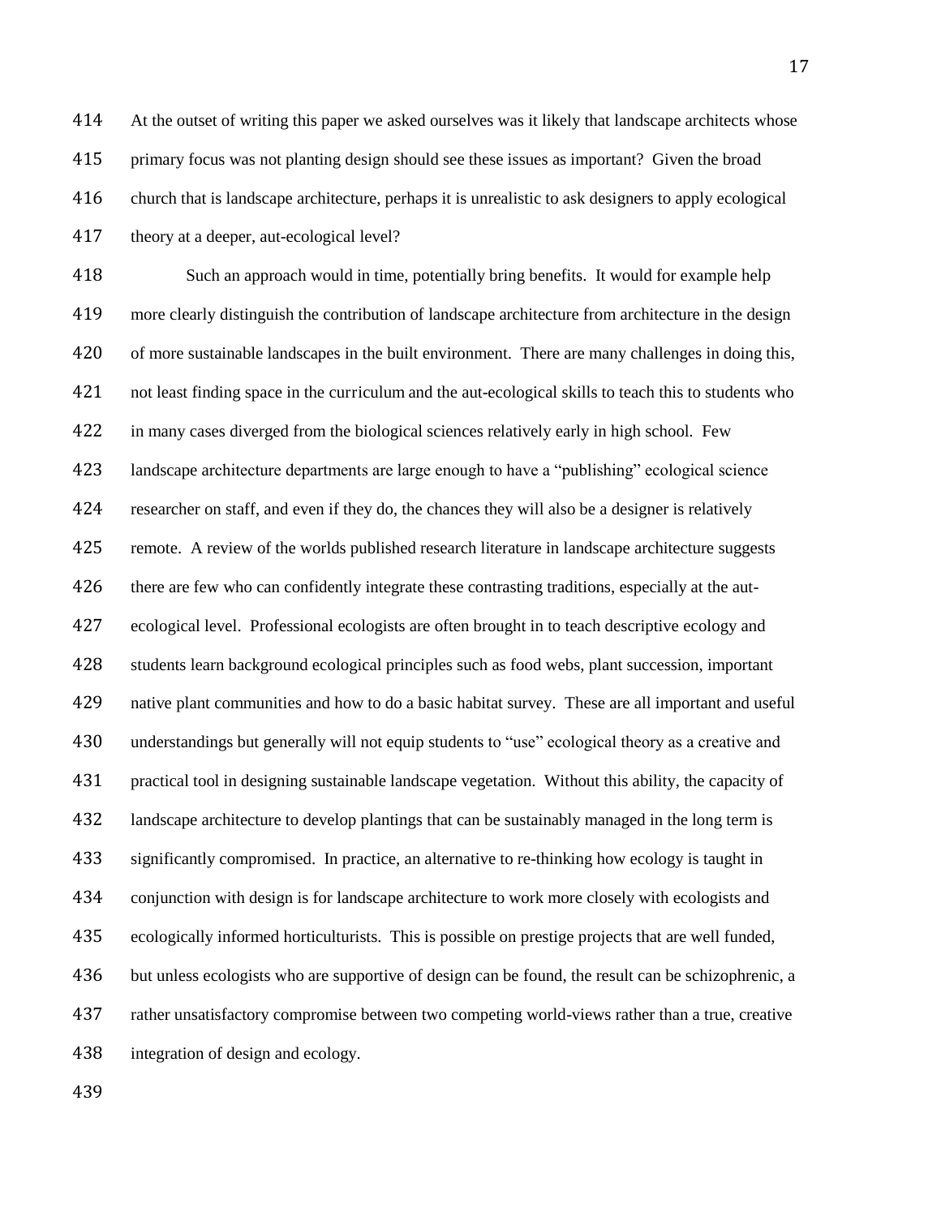At the outset of writing this paper we asked ourselves was it likely that landscape architects whose primary focus was not planting design should see these issues as important? Given the broad church that is landscape architecture, perhaps it is unrealistic to ask designers to apply ecological theory at a deeper, aut-ecological level?

Such an approach would in time, potentially bring benefits. It would for example help more clearly distinguish the contribution of landscape architecture from architecture in the design of more sustainable landscapes in the built environment. There are many challenges in doing this, not least finding space in the curriculum and the aut-ecological skills to teach this to students who in many cases diverged from the biological sciences relatively early in high school. Few landscape architecture departments are large enough to have a "publishing" ecological science researcher on staff, and even if they do, the chances they will also be a designer is relatively remote. A review of the worlds published research literature in landscape architecture suggests there are few who can confidently integrate these contrasting traditions, especially at the aut-ecological level. Professional ecologists are often brought in to teach descriptive ecology and students learn background ecological principles such as food webs, plant succession, important native plant communities and how to do a basic habitat survey. These are all important and useful understandings but generally will not equip students to "use" ecological theory as a creative and practical tool in designing sustainable landscape vegetation. Without this ability, the capacity of landscape architecture to develop plantings that can be sustainably managed in the long term is significantly compromised. In practice, an alternative to re-thinking how ecology is taught in conjunction with design is for landscape architecture to work more closely with ecologists and ecologically informed horticulturists. This is possible on prestige projects that are well funded, but unless ecologists who are supportive of design can be found, the result can be schizophrenic, a rather unsatisfactory compromise between two competing world-views rather than a true, creative integration of design and ecology.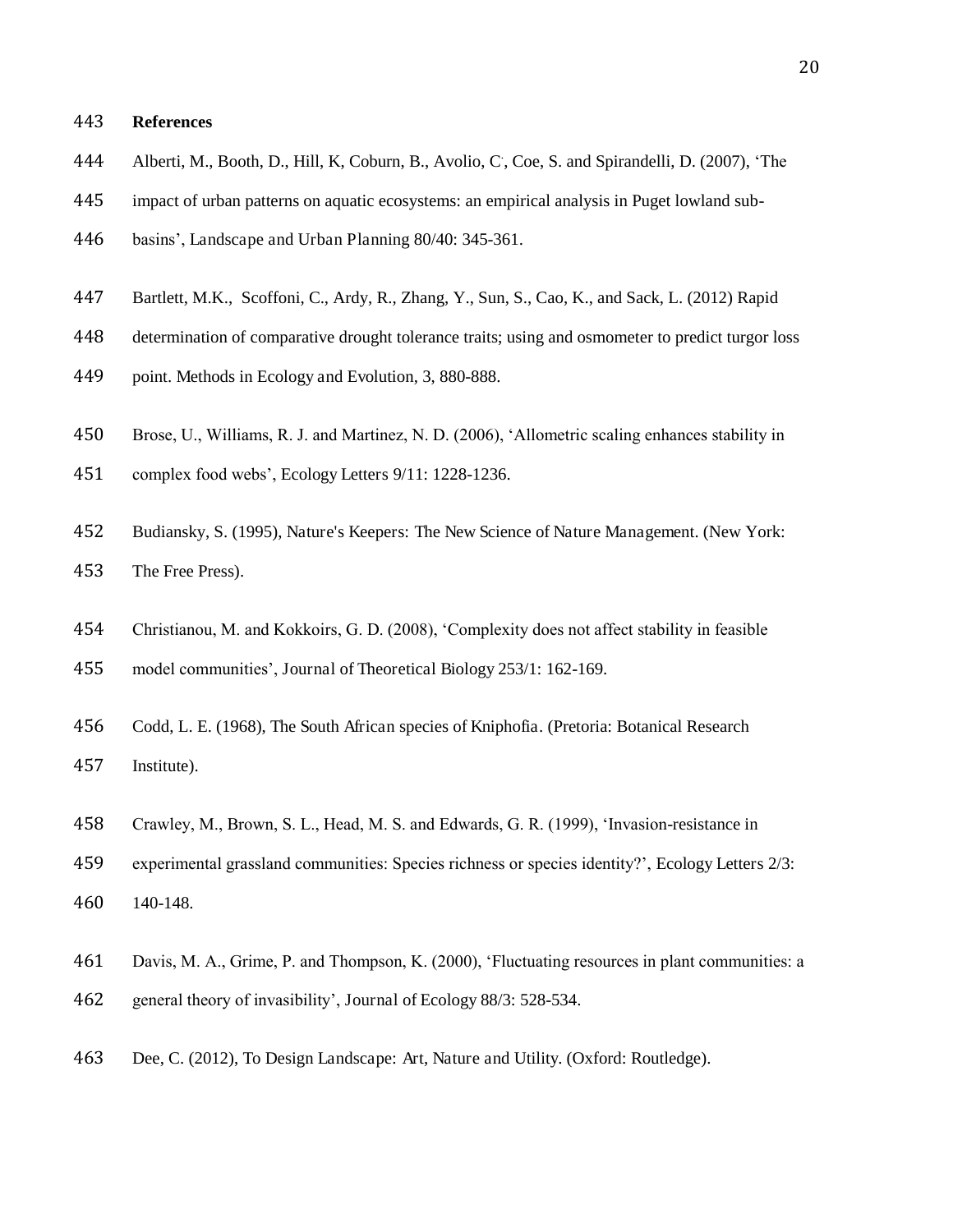**References**

Alberti, M., Booth, D., Hill, K, Coburn, B., Avolio, C., Coe, S. and Spirandelli, D. (2007), 'The impact of urban patterns on aquatic ecosystems: an empirical analysis in Puget lowland sub-basins', Landscape and Urban Planning 80/40: 345-361.

Bartlett, M.K., Scoffoni, C., Ardy, R., Zhang, Y., Sun, S., Cao, K., and Sack, L. (2012) Rapid determination of comparative drought tolerance traits; using and osmometer to predict turgor loss point. Methods in Ecology and Evolution, 3, 880-888.

Brose, U., Williams, R. J. and Martinez, N. D. (2006), 'Allometric scaling enhances stability in complex food webs', Ecology Letters 9/11: 1228-1236.

Budiansky, S. (1995), Nature's Keepers: The New Science of Nature Management. (New York: The Free Press).

Christianou, M. and Kokkoirs, G. D. (2008), 'Complexity does not affect stability in feasible model communities', Journal of Theoretical Biology 253/1: 162-169.

Codd, L. E. (1968), The South African species of Kniphofia. (Pretoria: Botanical Research Institute).

Crawley, M., Brown, S. L., Head, M. S. and Edwards, G. R. (1999), 'Invasion-resistance in experimental grassland communities: Species richness or species identity?', Ecology Letters 2/3: 140-148.

Davis, M. A., Grime, P. and Thompson, K. (2000), 'Fluctuating resources in plant communities: a general theory of invasibility', Journal of Ecology 88/3: 528-534.

Dee, C. (2012), To Design Landscape: Art, Nature and Utility. (Oxford: Routledge).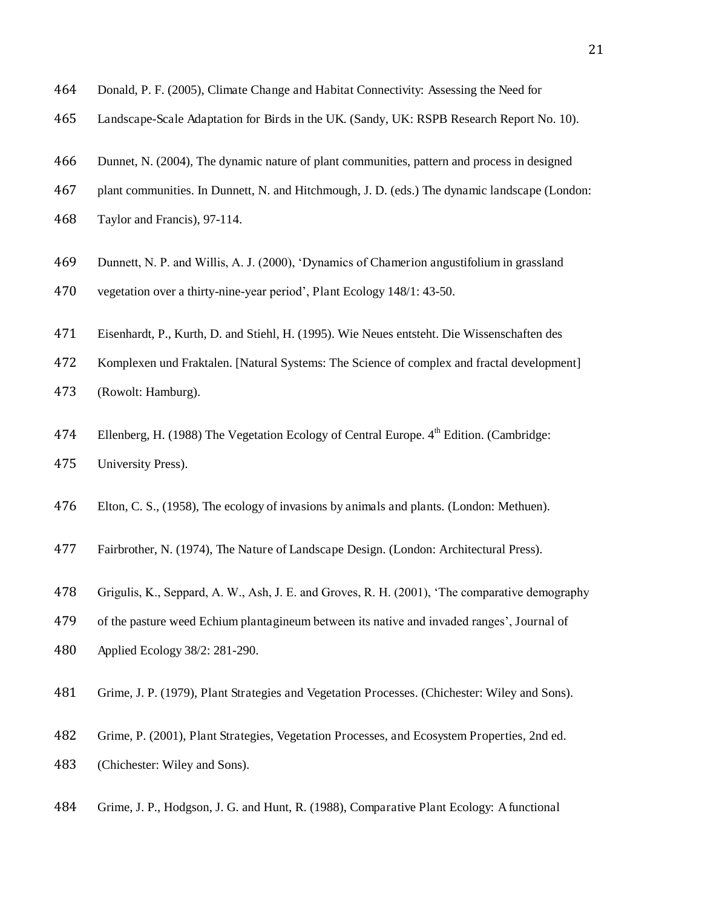Donald, P. F. (2005), Climate Change and Habitat Connectivity: Assessing the Need for Landscape-Scale Adaptation for Birds in the UK. (Sandy, UK: RSPB Research Report No. 10).

Dunnet, N. (2004), The dynamic nature of plant communities, pattern and process in designed plant communities. In Dunnett, N. and Hitchmough, J. D. (eds.) The dynamic landscape (London: Taylor and Francis), 97-114.

Dunnett, N. P. and Willis, A. J. (2000), 'Dynamics of Chamerion angustifolium in grassland vegetation over a thirty-nine-year period', Plant Ecology 148/1: 43-50.

Eisenhardt, P., Kurth, D. and Stiehl, H. (1995). Wie Neues entsteht. Die Wissenschaften des Komplexen und Fraktalen. [Natural Systems: The Science of complex and fractal development] (Rowolt: Hamburg).

Ellenberg, H. (1988) The Vegetation Ecology of Central Europe. 4th Edition. (Cambridge: University Press).

Elton, C. S., (1958), The ecology of invasions by animals and plants. (London: Methuen).

Fairbrother, N. (1974), The Nature of Landscape Design. (London: Architectural Press).

Grigulis, K., Seppard, A. W., Ash, J. E. and Groves, R. H. (2001), 'The comparative demography of the pasture weed Echium plantagineum between its native and invaded ranges', Journal of Applied Ecology 38/2: 281-290.

Grime, J. P. (1979), Plant Strategies and Vegetation Processes. (Chichester: Wiley and Sons).

Grime, P. (2001), Plant Strategies, Vegetation Processes, and Ecosystem Properties, 2nd ed. (Chichester: Wiley and Sons).

Grime, J. P., Hodgson, J. G. and Hunt, R. (1988), Comparative Plant Ecology: A functional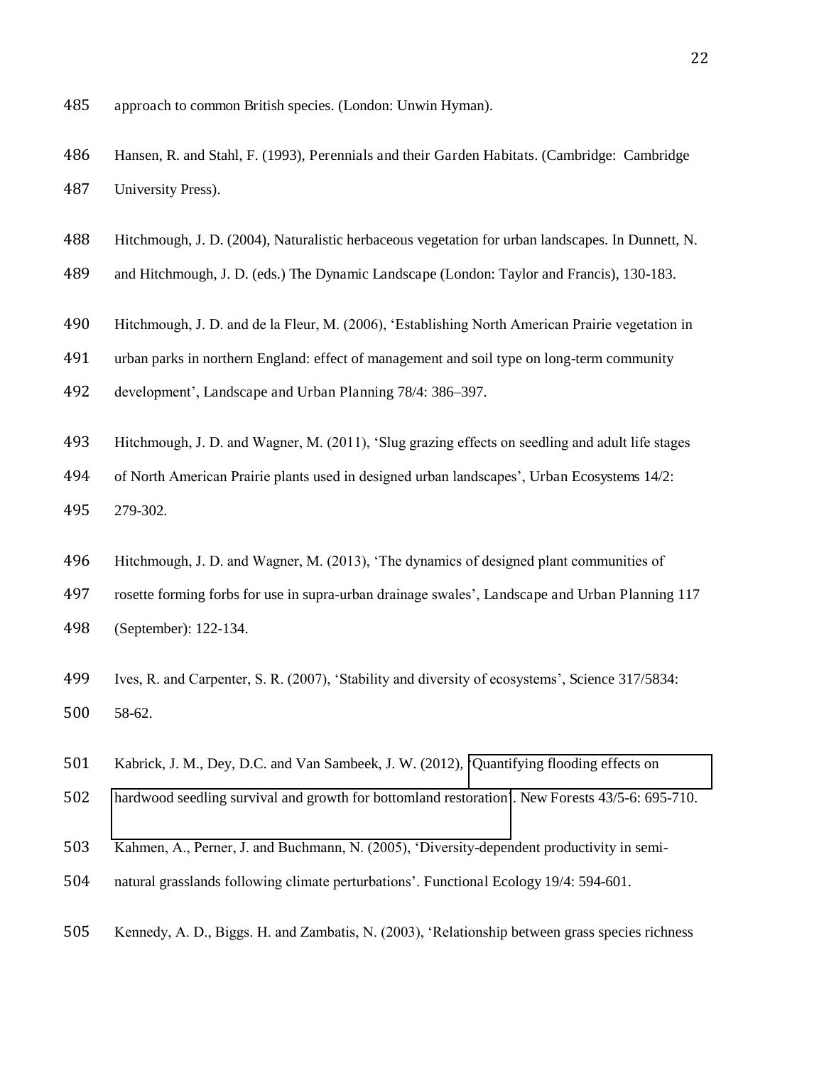approach to common British species. (London: Unwin Hyman).

Hansen, R. and Stahl, F. (1993), Perennials and their Garden Habitats. (Cambridge: Cambridge University Press).

Hitchmough, J. D. (2004), Naturalistic herbaceous vegetation for urban landscapes. In Dunnett, N. and Hitchmough, J. D. (eds.) The Dynamic Landscape (London: Taylor and Francis), 130-183.

Hitchmough, J. D. and de la Fleur, M. (2006), 'Establishing North American Prairie vegetation in urban parks in northern England: effect of management and soil type on long-term community development', Landscape and Urban Planning 78/4: 386–397.

Hitchmough, J. D. and Wagner, M. (2011), 'Slug grazing effects on seedling and adult life stages of North American Prairie plants used in designed urban landscapes', Urban Ecosystems 14/2: 279-302.

Hitchmough, J. D. and Wagner, M. (2013), 'The dynamics of designed plant communities of rosette forming forbs for use in supra-urban drainage swales', Landscape and Urban Planning 117 (September): 122-134.

Ives, R. and Carpenter, S. R. (2007), 'Stability and diversity of ecosystems', Science 317/5834: 58-62.

Kabrick, J. M., Dey, D.C. and Van Sambeek, J. W. (2012), 'Quantifying flooding effects on hardwood seedling survival and growth for bottomland restoration'. New Forests 43/5-6: 695-710.

Kahmen, A., Perner, J. and Buchmann, N. (2005), 'Diversity-dependent productivity in semi-natural grasslands following climate perturbations'. Functional Ecology 19/4: 594-601.

Kennedy, A. D., Biggs. H. and Zambatis, N. (2003), 'Relationship between grass species richness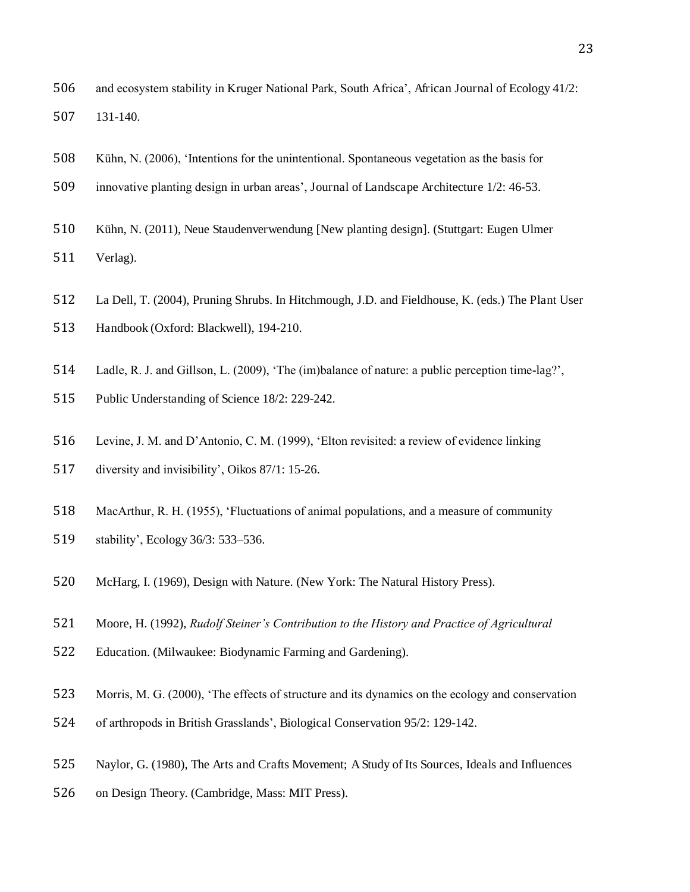and ecosystem stability in Kruger National Park, South Africa', African Journal of Ecology 41/2: 131-140.

Kühn, N. (2006), 'Intentions for the unintentional. Spontaneous vegetation as the basis for innovative planting design in urban areas', Journal of Landscape Architecture 1/2: 46-53.

Kühn, N. (2011), Neue Staudenverwendung [New planting design]. (Stuttgart: Eugen Ulmer Verlag).

La Dell, T. (2004), Pruning Shrubs. In Hitchmough, J.D. and Fieldhouse, K. (eds.) The Plant User Handbook (Oxford: Blackwell), 194-210.

Ladle, R. J. and Gillson, L. (2009), 'The (im)balance of nature: a public perception time-lag?', Public Understanding of Science 18/2: 229-242.

Levine, J. M. and D'Antonio, C. M. (1999), 'Elton revisited: a review of evidence linking diversity and invisibility', Oikos 87/1: 15-26.

MacArthur, R. H. (1955), 'Fluctuations of animal populations, and a measure of community stability', Ecology 36/3: 533–536.

McHarg, I. (1969), Design with Nature. (New York: The Natural History Press).

Moore, H. (1992), *Rudolf Steiner's Contribution to the History and Practice of Agricultural* Education. (Milwaukee: Biodynamic Farming and Gardening).

Morris, M. G. (2000), 'The effects of structure and its dynamics on the ecology and conservation of arthropods in British Grasslands', Biological Conservation 95/2: 129-142.

Naylor, G. (1980), The Arts and Crafts Movement; A Study of Its Sources, Ideals and Influences on Design Theory. (Cambridge, Mass: MIT Press).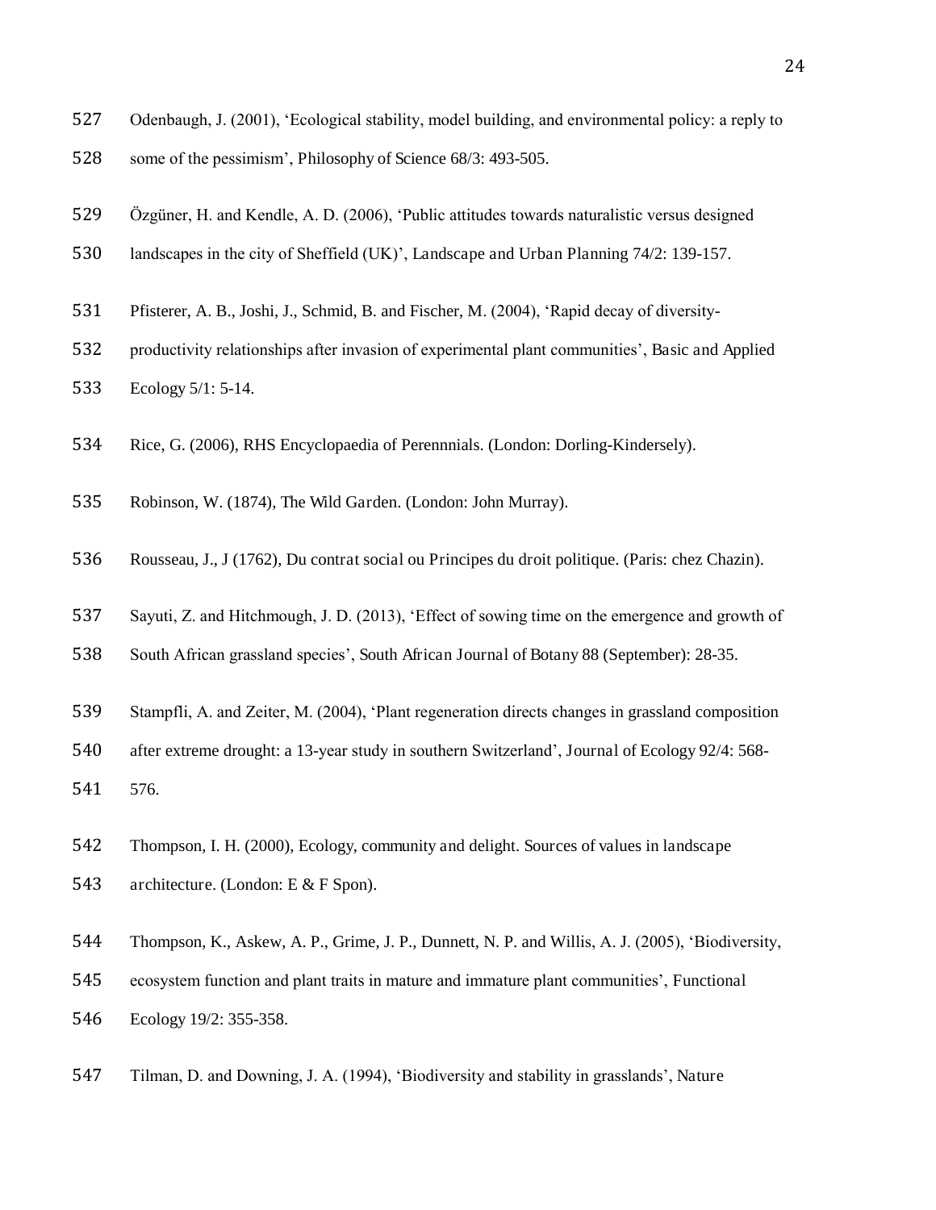Odenbaugh, J. (2001), 'Ecological stability, model building, and environmental policy: a reply to some of the pessimism', Philosophy of Science 68/3: 493-505.

Özgüner, H. and Kendle, A. D. (2006), 'Public attitudes towards naturalistic versus designed landscapes in the city of Sheffield (UK)', Landscape and Urban Planning 74/2: 139-157.

Pfisterer, A. B., Joshi, J., Schmid, B. and Fischer, M. (2004), 'Rapid decay of diversity-productivity relationships after invasion of experimental plant communities', Basic and Applied Ecology 5/1: 5-14.

Rice, G. (2006), RHS Encyclopaedia of Perennnials. (London: Dorling-Kindersely).

Robinson, W. (1874), The Wild Garden. (London: John Murray).

Rousseau, J., J (1762), Du contrat social ou Principes du droit politique. (Paris: chez Chazin).

Sayuti, Z. and Hitchmough, J. D. (2013), 'Effect of sowing time on the emergence and growth of South African grassland species', South African Journal of Botany 88 (September): 28-35.

Stampfli, A. and Zeiter, M. (2004), 'Plant regeneration directs changes in grassland composition after extreme drought: a 13-year study in southern Switzerland', Journal of Ecology 92/4: 568-576.

Thompson, I. H. (2000), Ecology, community and delight. Sources of values in landscape architecture. (London: E & F Spon).

Thompson, K., Askew, A. P., Grime, J. P., Dunnett, N. P. and Willis, A. J. (2005), 'Biodiversity, ecosystem function and plant traits in mature and immature plant communities', Functional Ecology 19/2: 355-358.

Tilman, D. and Downing, J. A. (1994), 'Biodiversity and stability in grasslands', Nature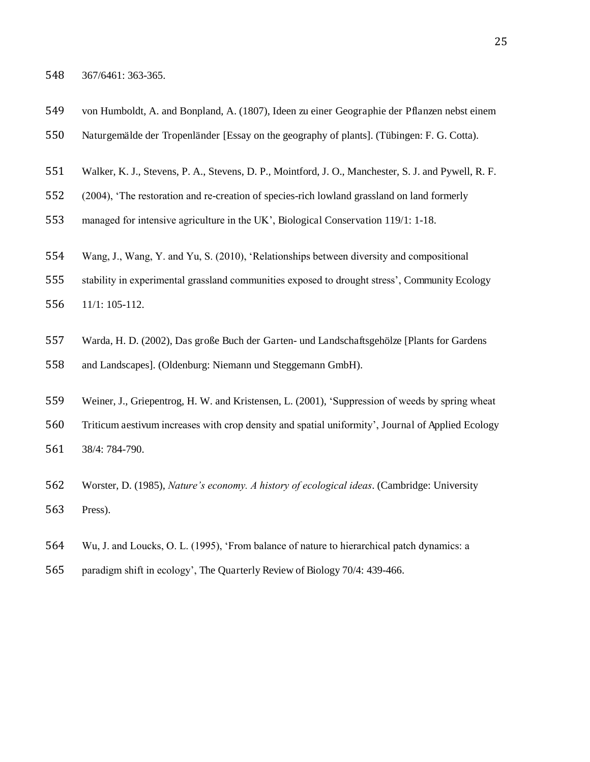367/6461: 363-365.

von Humboldt, A. and Bonpland, A. (1807), Ideen zu einer Geographie der Pflanzen nebst einem Naturgemälde der Tropenländer [Essay on the geography of plants]. (Tübingen: F. G. Cotta).

Walker, K. J., Stevens, P. A., Stevens, D. P., Mointford, J. O., Manchester, S. J. and Pywell, R. F. (2004), 'The restoration and re-creation of species-rich lowland grassland on land formerly managed for intensive agriculture in the UK', Biological Conservation 119/1: 1-18.

Wang, J., Wang, Y. and Yu, S. (2010), 'Relationships between diversity and compositional stability in experimental grassland communities exposed to drought stress', Community Ecology 11/1: 105-112.

Warda, H. D. (2002), Das große Buch der Garten- und Landschaftsgehölze [Plants for Gardens and Landscapes]. (Oldenburg: Niemann und Steggemann GmbH).

Weiner, J., Griepentrog, H. W. and Kristensen, L. (2001), 'Suppression of weeds by spring wheat Triticum aestivum increases with crop density and spatial uniformity', Journal of Applied Ecology 38/4: 784-790.

Worster, D. (1985), *Nature's economy. A history of ecological ideas*. (Cambridge: University Press).

Wu, J. and Loucks, O. L. (1995), 'From balance of nature to hierarchical patch dynamics: a paradigm shift in ecology', The Quarterly Review of Biology 70/4: 439-466.